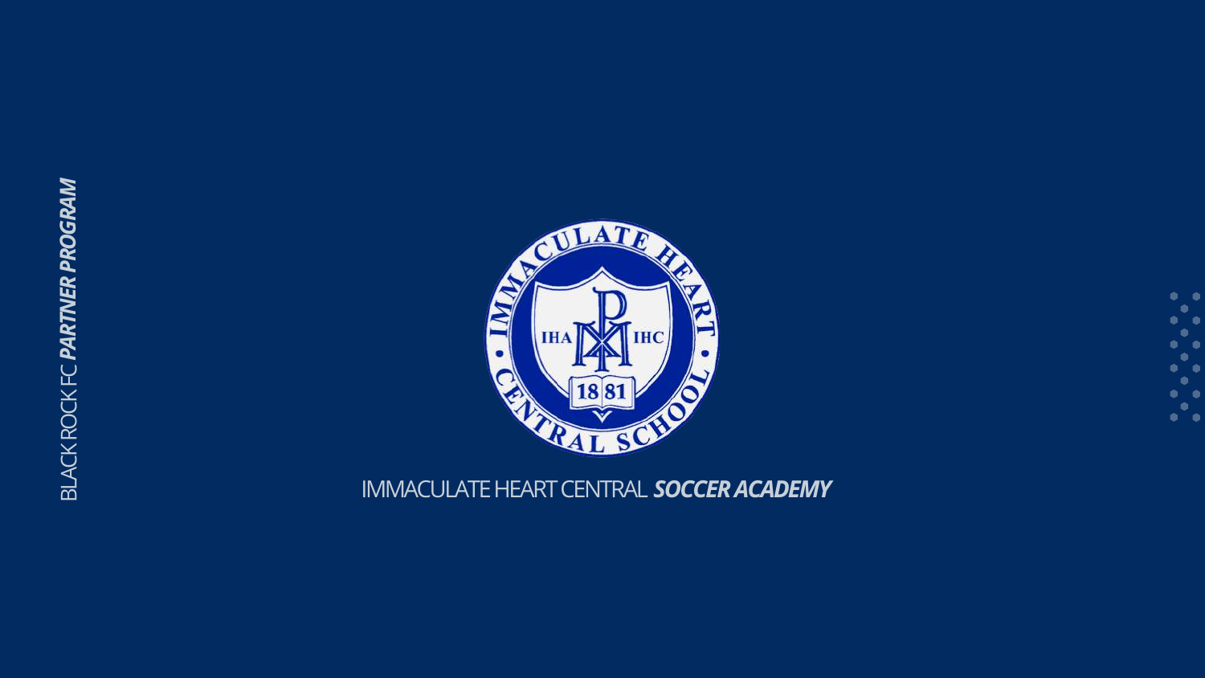BLACK ROCK FC ***PARTNER PROGRAM***

IMMACULATE HEART CENTRAL ***SOCCER ACADEMY***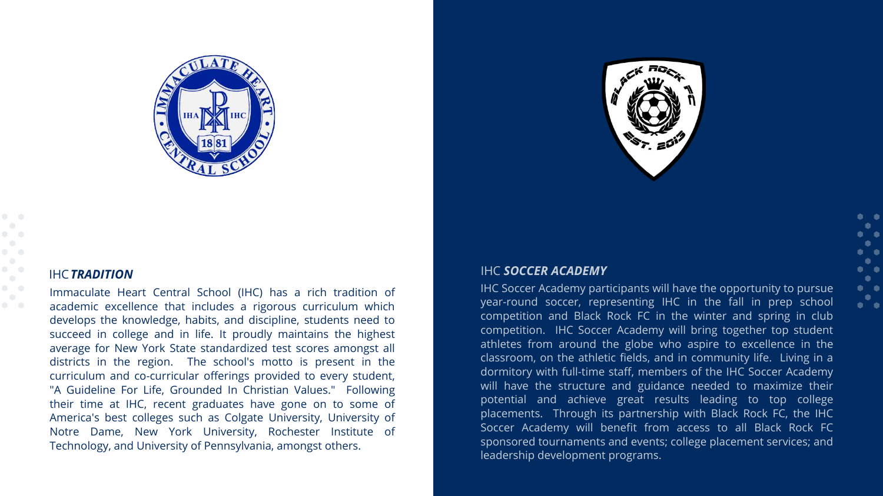## IHC ***TRADITION***

Immaculate Heart Central School (IHC) has a rich tradition of academic excellence that includes a rigorous curriculum which develops the knowledge, habits, and discipline, students need to succeed in college and in life. It proudly maintains the highest average for New York State standardized test scores amongst all districts in the region. The school's motto is present in the curriculum and co-curricular offerings provided to every student, "A Guideline For Life, Grounded In Christian Values." Following their time at IHC, recent graduates have gone on to some of America's best colleges such as Colgate University, University of Notre Dame, New York University, Rochester Institute of Technology, and University of Pennsylvania, amongst others.

## IHC ***SOCCER ACADEMY***

IHC Soccer Academy participants will have the opportunity to pursue year-round soccer, representing IHC in the fall in prep school competition and Black Rock FC in the winter and spring in club competition. IHC Soccer Academy will bring together top student athletes from around the globe who aspire to excellence in the classroom, on the athletic fields, and in community life. Living in a dormitory with full-time staff, members of the IHC Soccer Academy will have the structure and guidance needed to maximize their potential and achieve great results leading to top college placements. Through its partnership with Black Rock FC, the IHC Soccer Academy will benefit from access to all Black Rock FC sponsored tournaments and events; college placement services; and leadership development programs.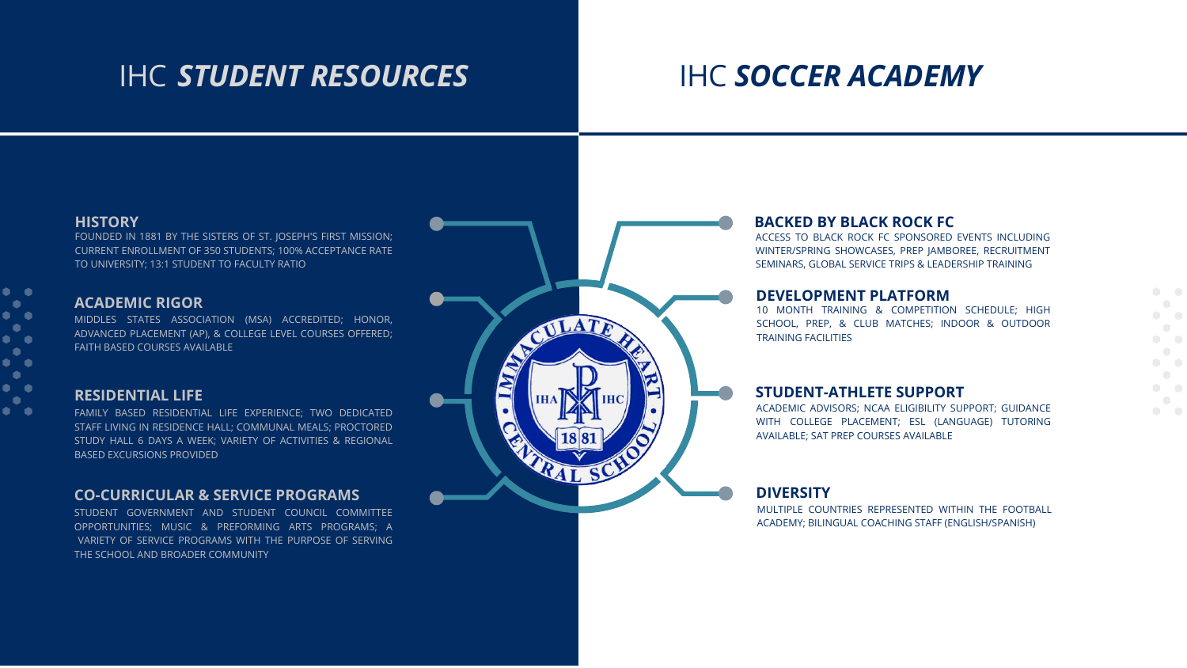# IHC *STUDENT RESOURCES*

### HISTORY

FOUNDED IN 1881 BY THE SISTERS OF ST. JOSEPH'S FIRST MISSION; CURRENT ENROLLMENT OF 350 STUDENTS; 100% ACCEPTANCE RATE TO UNIVERSITY; 13:1 STUDENT TO FACULTY RATIO

### ACADEMIC RIGOR

MIDDLES STATES ASSOCIATION (MSA) ACCREDITED; HONOR, ADVANCED PLACEMENT (AP), & COLLEGE LEVEL COURSES OFFERED; FAITH BASED COURSES AVAILABLE

### RESIDENTIAL LIFE

FAMILY BASED RESIDENTIAL LIFE EXPERIENCE; TWO DEDICATED STAFF LIVING IN RESIDENCE HALL; COMMUNAL MEALS; PROCTORED STUDY HALL 6 DAYS A WEEK; VARIETY OF ACTIVITIES & REGIONAL BASED EXCURSIONS PROVIDED

### CO-CURRICULAR & SERVICE PROGRAMS

STUDENT GOVERNMENT AND STUDENT COUNCIL COMMITTEE OPPORTUNITIES; MUSIC & PREFORMING ARTS PROGRAMS; A VARIETY OF SERVICE PROGRAMS WITH THE PURPOSE OF SERVING THE SCHOOL AND BROADER COMMUNITY

IMMACULATE HEART CENTRAL SCHOOL

IHA IHC

18 81

# IHC *SOCCER ACADEMY*

### BACKED BY BLACK ROCK FC

ACCESS TO BLACK ROCK FC SPONSORED EVENTS INCLUDING WINTER/SPRING SHOWCASES, PREP JAMBOREE, RECRUITMENT SEMINARS, GLOBAL SERVICE TRIPS & LEADERSHIP TRAINING

### DEVELOPMENT PLATFORM

10 MONTH TRAINING & COMPETITION SCHEDULE; HIGH SCHOOL, PREP, & CLUB MATCHES; INDOOR & OUTDOOR TRAINING FACILITIES

### STUDENT-ATHLETE SUPPORT

ACADEMIC ADVISORS; NCAA ELIGIBILITY SUPPORT; GUIDANCE WITH COLLEGE PLACEMENT; ESL (LANGUAGE) TUTORING AVAILABLE; SAT PREP COURSES AVAILABLE

### DIVERSITY

MULTIPLE COUNTRIES REPRESENTED WITHIN THE FOOTBALL ACADEMY; BILINGUAL COACHING STAFF (ENGLISH/SPANISH)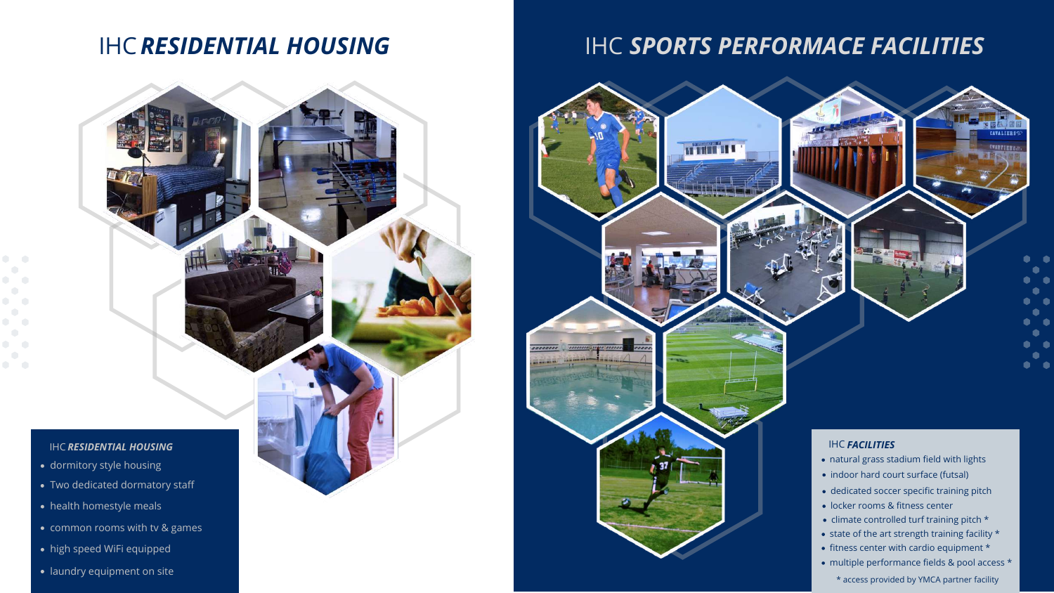# IHC *RESIDENTIAL HOUSING*

IHC ***RESIDENTIAL HOUSING***

- dormitory style housing
- Two dedicated dormatory staff
- health homestyle meals
- common rooms with tv & games
- high speed WiFi equipped
- laundry equipment on site

# IHC *SPORTS PERFORMACE FACILITIES*

IHC ***FACILITIES***

- natural grass stadium field with lights
- indoor hard court surface (futsal)
- dedicated soccer specific training pitch
- locker rooms & fitness center
- climate controlled turf training pitch *
- state of the art strength training facility *
- fitness center with cardio equipment *
- multiple performance fields & pool access *

\* access provided by YMCA partner facility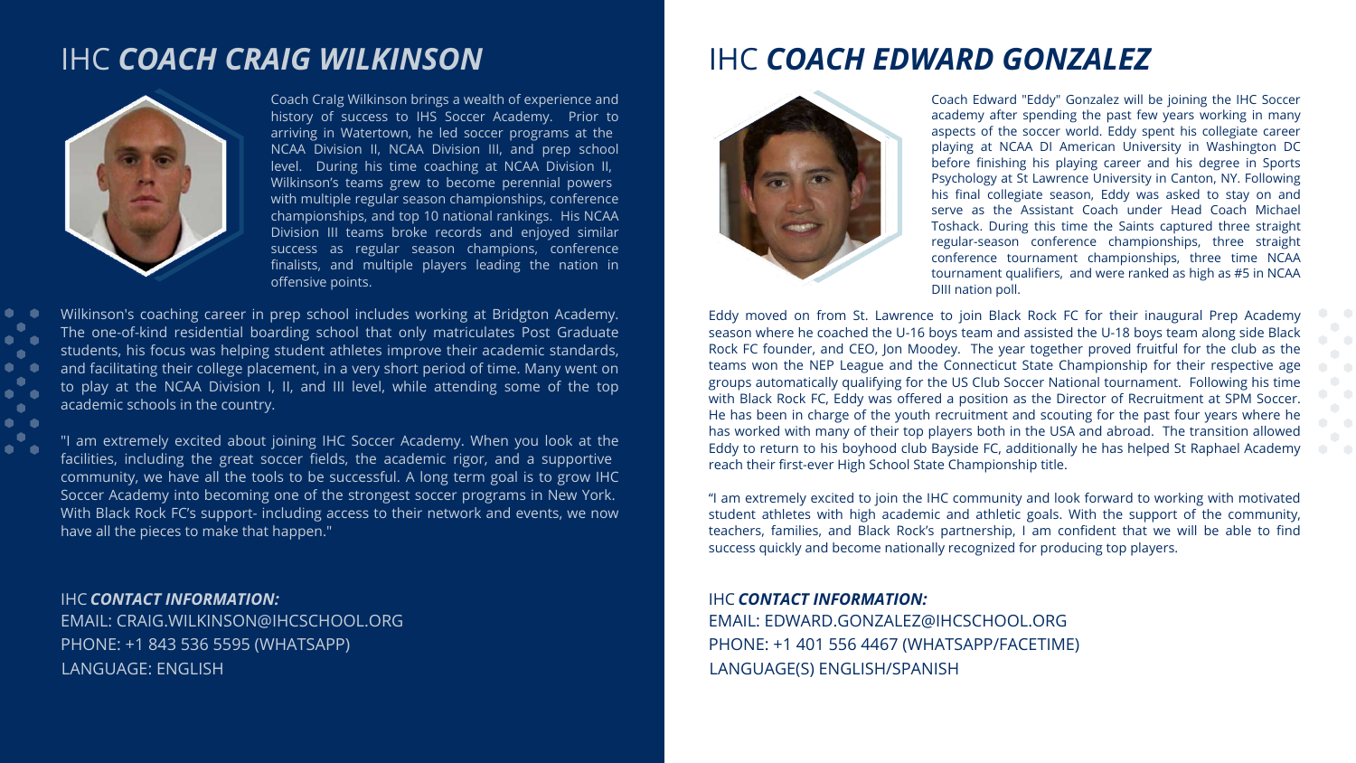# IHC *COACH CRAIG WILKINSON*

Coach CraIg Wilkinson brings a wealth of experience and history of success to IHS Soccer Academy. Prior to arriving in Watertown, he led soccer programs at the NCAA Division II, NCAA Division III, and prep school level. During his time coaching at NCAA Division II, Wilkinson's teams grew to become perennial powers with multiple regular season championships, conference championships, and top 10 national rankings. His NCAA Division III teams broke records and enjoyed similar success as regular season champions, conference finalists, and multiple players leading the nation in offensive points.

Wilkinson's coaching career in prep school includes working at Bridgton Academy. The one-of-kind residential boarding school that only matriculates Post Graduate students, his focus was helping student athletes improve their academic standards, and facilitating their college placement, in a very short period of time. Many went on to play at the NCAA Division I, II, and III level, while attending some of the top academic schools in the country.

"I am extremely excited about joining IHC Soccer Academy. When you look at the facilities, including the great soccer fields, the academic rigor, and a supportive community, we have all the tools to be successful. A long term goal is to grow IHC Soccer Academy into becoming one of the strongest soccer programs in New York. With Black Rock FC's support- including access to their network and events, we now have all the pieces to make that happen."

IHC ***CONTACT INFORMATION:***

EMAIL: CRAIG.WILKINSON@IHCSCHOOL.ORG
PHONE: +1 843 536 5595 (WHATSAPP)
LANGUAGE: ENGLISH

# IHC *COACH EDWARD GONZALEZ*

Coach Edward "Eddy" Gonzalez will be joining the IHC Soccer academy after spending the past few years working in many aspects of the soccer world. Eddy spent his collegiate career playing at NCAA DI American University in Washington DC before finishing his playing career and his degree in Sports Psychology at St Lawrence University in Canton, NY. Following his final collegiate season, Eddy was asked to stay on and serve as the Assistant Coach under Head Coach Michael Toshack. During this time the Saints captured three straight regular-season conference championships, three straight conference tournament championships, three time NCAA tournament qualifiers, and were ranked as high as #5 in NCAA DIII nation poll.

Eddy moved on from St. Lawrence to join Black Rock FC for their inaugural Prep Academy season where he coached the U-16 boys team and assisted the U-18 boys team along side Black Rock FC founder, and CEO, Jon Moodey. The year together proved fruitful for the club as the teams won the NEP League and the Connecticut State Championship for their respective age groups automatically qualifying for the US Club Soccer National tournament. Following his time with Black Rock FC, Eddy was offered a position as the Director of Recruitment at SPM Soccer. He has been in charge of the youth recruitment and scouting for the past four years where he has worked with many of their top players both in the USA and abroad. The transition allowed Eddy to return to his boyhood club Bayside FC, additionally he has helped St Raphael Academy reach their first-ever High School State Championship title.

"I am extremely excited to join the IHC community and look forward to working with motivated student athletes with high academic and athletic goals. With the support of the community, teachers, families, and Black Rock's partnership, I am confident that we will be able to find success quickly and become nationally recognized for producing top players.

IHC ***CONTACT INFORMATION:***

EMAIL: EDWARD.GONZALEZ@IHCSCHOOL.ORG
PHONE: +1 401 556 4467 (WHATSAPP/FACETIME)
LANGUAGE(S) ENGLISH/SPANISH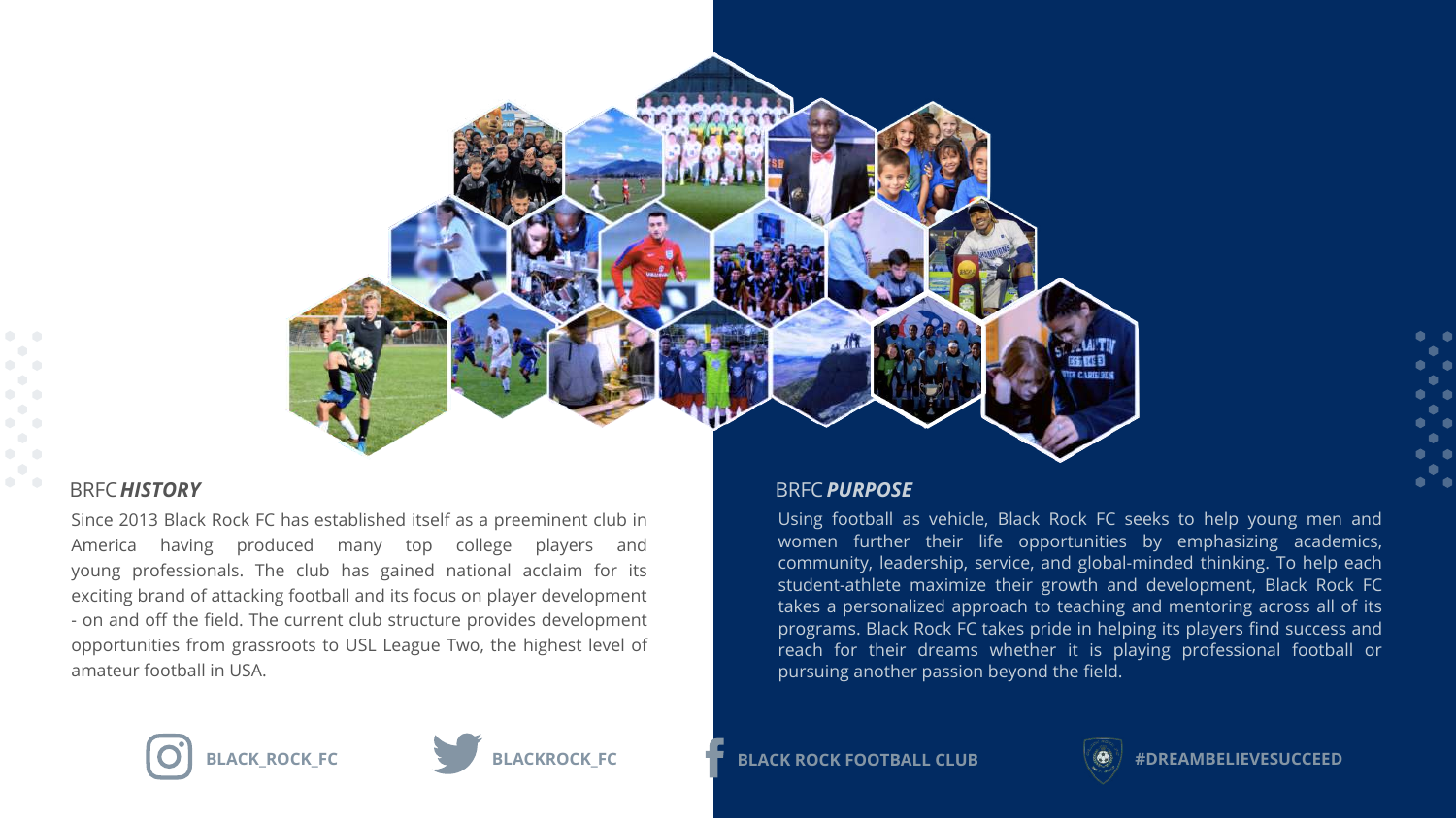## BRFC ***HISTORY***

Since 2013 Black Rock FC has established itself as a preeminent club in America having produced many top college players and young professionals. The club has gained national acclaim for its exciting brand of attacking football and its focus on player development - on and off the field. The current club structure provides development opportunities from grassroots to USL League Two, the highest level of amateur football in USA.

## BRFC ***PURPOSE***

Using football as vehicle, Black Rock FC seeks to help young men and women further their life opportunities by emphasizing academics, community, leadership, service, and global-minded thinking. To help each student-athlete maximize their growth and development, Black Rock FC takes a personalized approach to teaching and mentoring across all of its programs. Black Rock FC takes pride in helping its players find success and reach for their dreams whether it is playing professional football or pursuing another passion beyond the field.

**BLACK_ROCK_FC**

**BLACKROCK_FC**

**BLACK ROCK FOOTBALL CLUB**

**#DREAMBELIEVESUCCEED**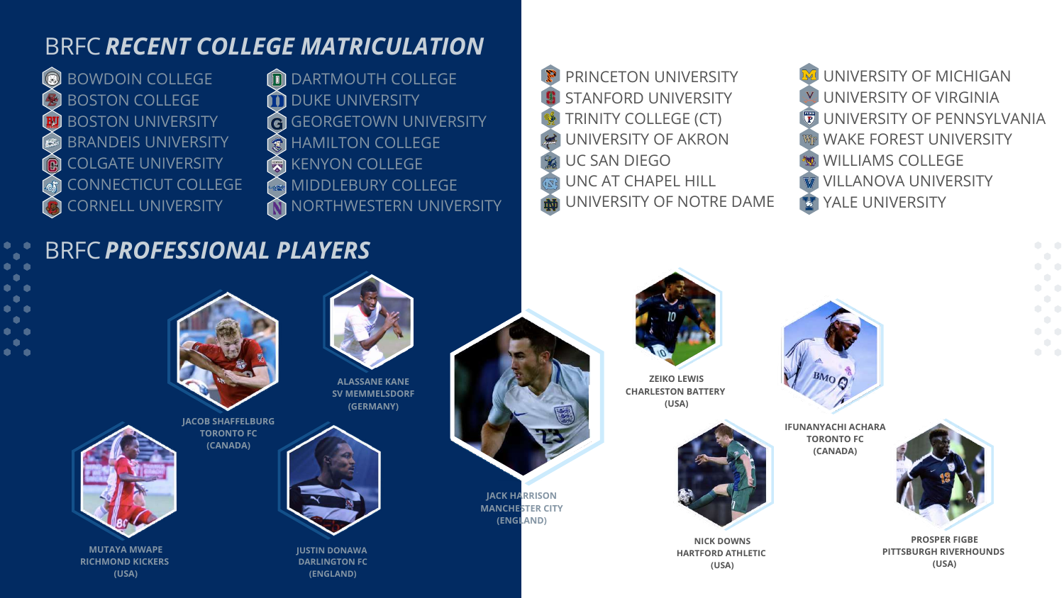## BRFC ***RECENT COLLEGE MATRICULATION***

- BOWDOIN COLLEGE
- BOSTON COLLEGE
- BOSTON UNIVERSITY
- BRANDEIS UNIVERSITY
- COLGATE UNIVERSITY
- CONNECTICUT COLLEGE
- CORNELL UNIVERSITY
- DARTMOUTH COLLEGE
- DUKE UNIVERSITY
- GEORGETOWN UNIVERSITY
- HAMILTON COLLEGE
- KENYON COLLEGE
- MIDDLEBURY COLLEGE
- NORTHWESTERN UNIVERSITY
- PRINCETON UNIVERSITY
- STANFORD UNIVERSITY
- TRINITY COLLEGE (CT)
- UNIVERSITY OF AKRON
- UC SAN DIEGO
- UNC AT CHAPEL HILL
- UNIVERSITY OF NOTRE DAME
- UNIVERSITY OF MICHIGAN
- UNIVERSITY OF VIRGINIA
- UNIVERSITY OF PENNSYLVANIA
- WAKE FOREST UNIVERSITY
- WILLIAMS COLLEGE
- VILLANOVA UNIVERSITY
- YALE UNIVERSITY

## BRFC ***PROFESSIONAL PLAYERS***

**JACOB SHAFFELBURG**
**TORONTO FC**
**(CANADA)**

**ALASSANE KANE**
**SV MEMMELSDORF**
**(GERMANY)**

**MUTAYA MWAPE**
**RICHMOND KICKERS**
**(USA)**

**JUSTIN DONAWA**
**DARLINGTON FC**
**(ENGLAND)**

**JACK HARRISON**
**MANCHESTER CITY**
**(ENGLAND)**

**ZEIKO LEWIS**
**CHARLESTON BATTERY**
**(USA)**

**IFUNANYACHI ACHARA**
**TORONTO FC**
**(CANADA)**

**NICK DOWNS**
**HARTFORD ATHLETIC**
**(USA)**

**PROSPER FIGBE**
**PITTSBURGH RIVERHOUNDS**
**(USA)**